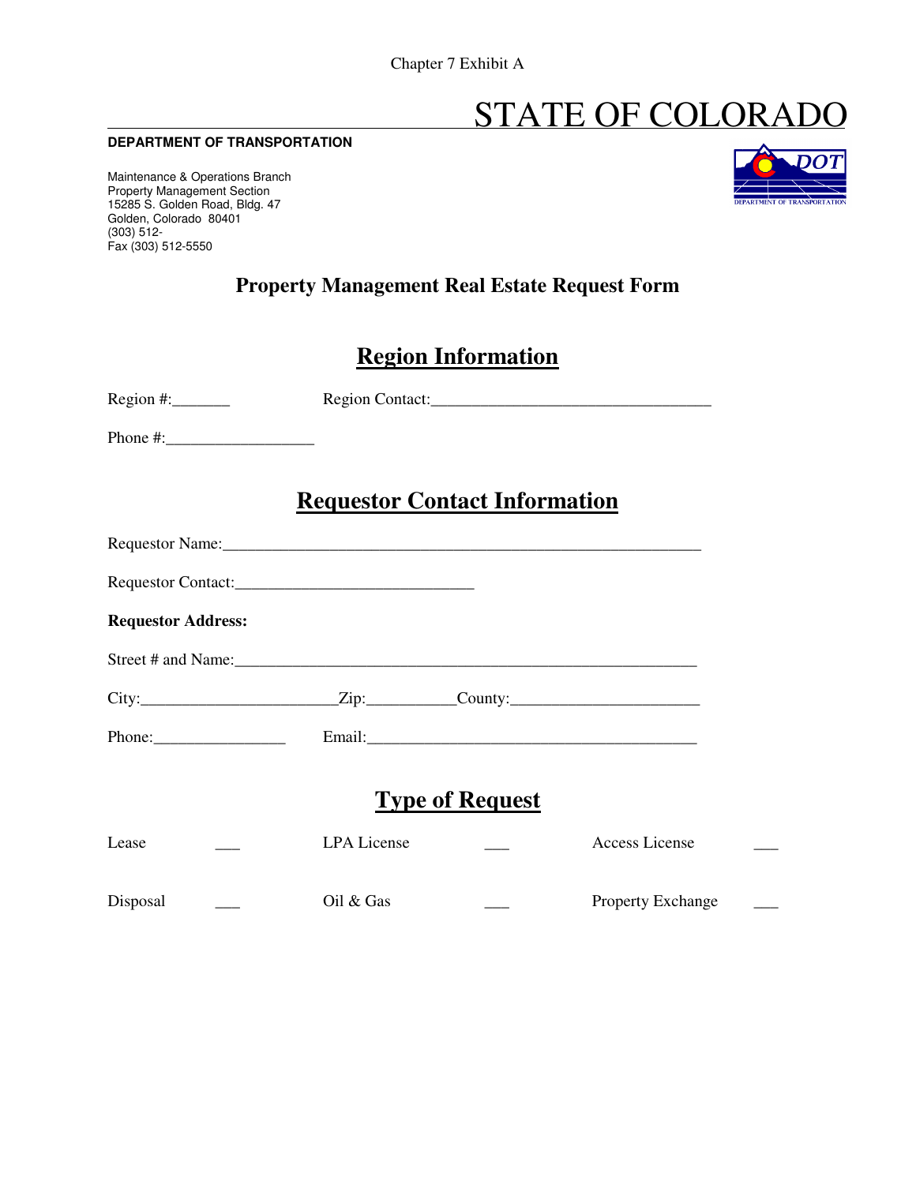Chapter 7 Exhibit A

# STATE OF COLORADO

**DEPARTMENT OF TRANSPORTATION**

Maintenance & Operations Branch
Property Management Section
15285 S. Golden Road, Bldg. 47
Golden, Colorado 80401
(303) 512-
Fax (303) 512-5550

## Property Management Real Estate Request Form

## Region Information

Region #:_______ Region Contact:___________________________________

Phone #:__________________

## Requestor Contact Information

Requestor Name:____________________________________________________________

Requestor Contact:_____________________________

**Requestor Address:**

Street # and Name:__________________________________________________________

City:________________________Zip:___________County:_______________________

Phone:________________ Email:__________________________________________

## Type of Request

| | | | | | |
|---|---|---|---|---|---|
| Lease | ___ | LPA License | ___ | Access License | ___ |
| Disposal | ___ | Oil & Gas | ___ | Property Exchange | ___ |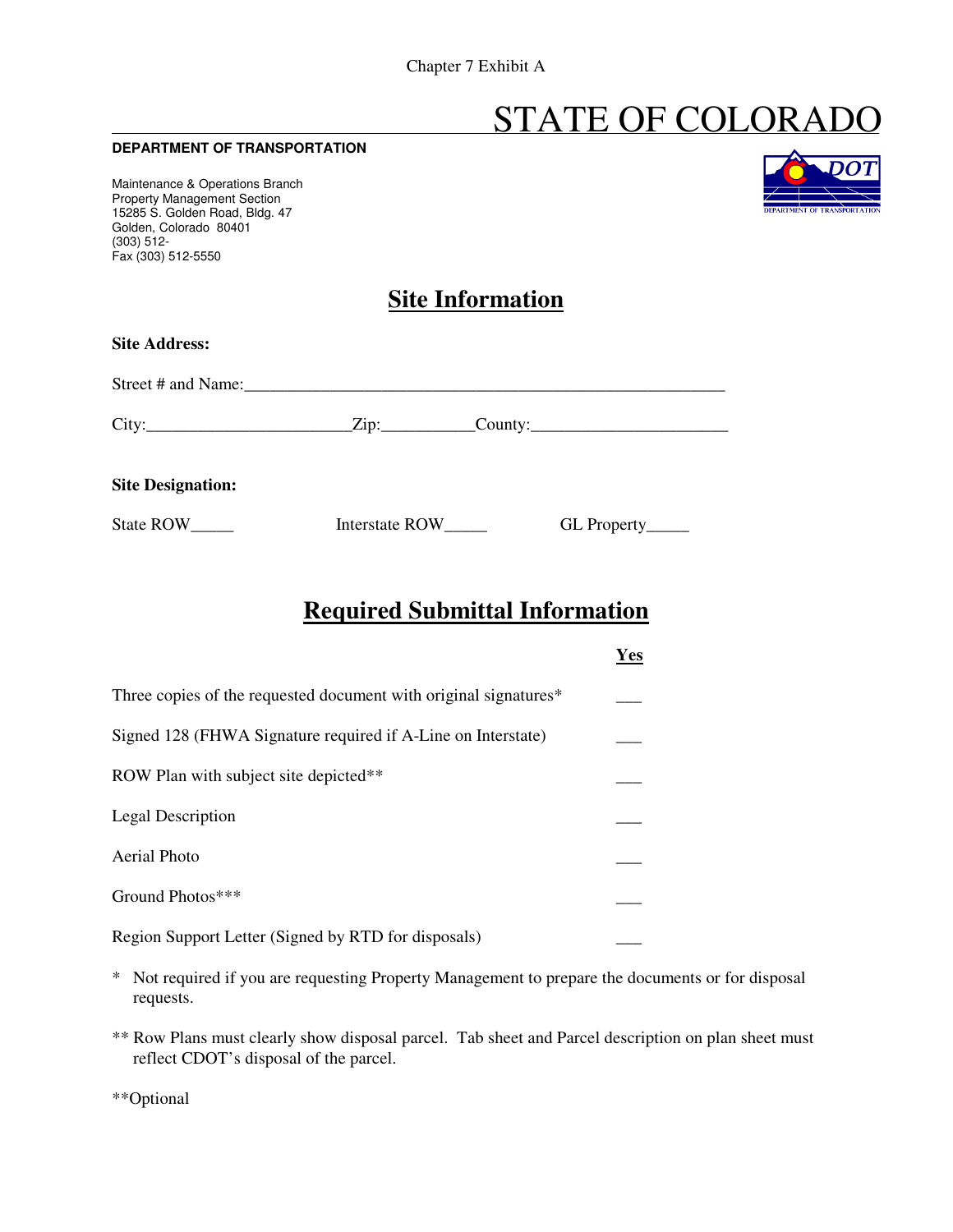Chapter 7 Exhibit A

# STATE OF COLORADO

**DEPARTMENT OF TRANSPORTATION**

Maintenance & Operations Branch
Property Management Section
15285 S. Golden Road, Bldg. 47
Golden, Colorado 80401
(303) 512-
Fax (303) 512-5550

## Site Information

**Site Address:**

Street # and Name:_________________________________________________________

City:________________________Zip:___________County:_______________________

**Site Designation:**

State ROW_____ Interstate ROW_____ GL Property_____

## Required Submittal Information

| | Yes |
|---|---|
| Three copies of the requested document with original signatures* | ___ |
| Signed 128 (FHWA Signature required if A-Line on Interstate) | ___ |
| ROW Plan with subject site depicted** | ___ |
| Legal Description | ___ |
| Aerial Photo | ___ |
| Ground Photos*** | ___ |
| Region Support Letter (Signed by RTD for disposals) | ___ |

\* Not required if you are requesting Property Management to prepare the documents or for disposal requests.

** Row Plans must clearly show disposal parcel. Tab sheet and Parcel description on plan sheet must reflect CDOT's disposal of the parcel.

**Optional